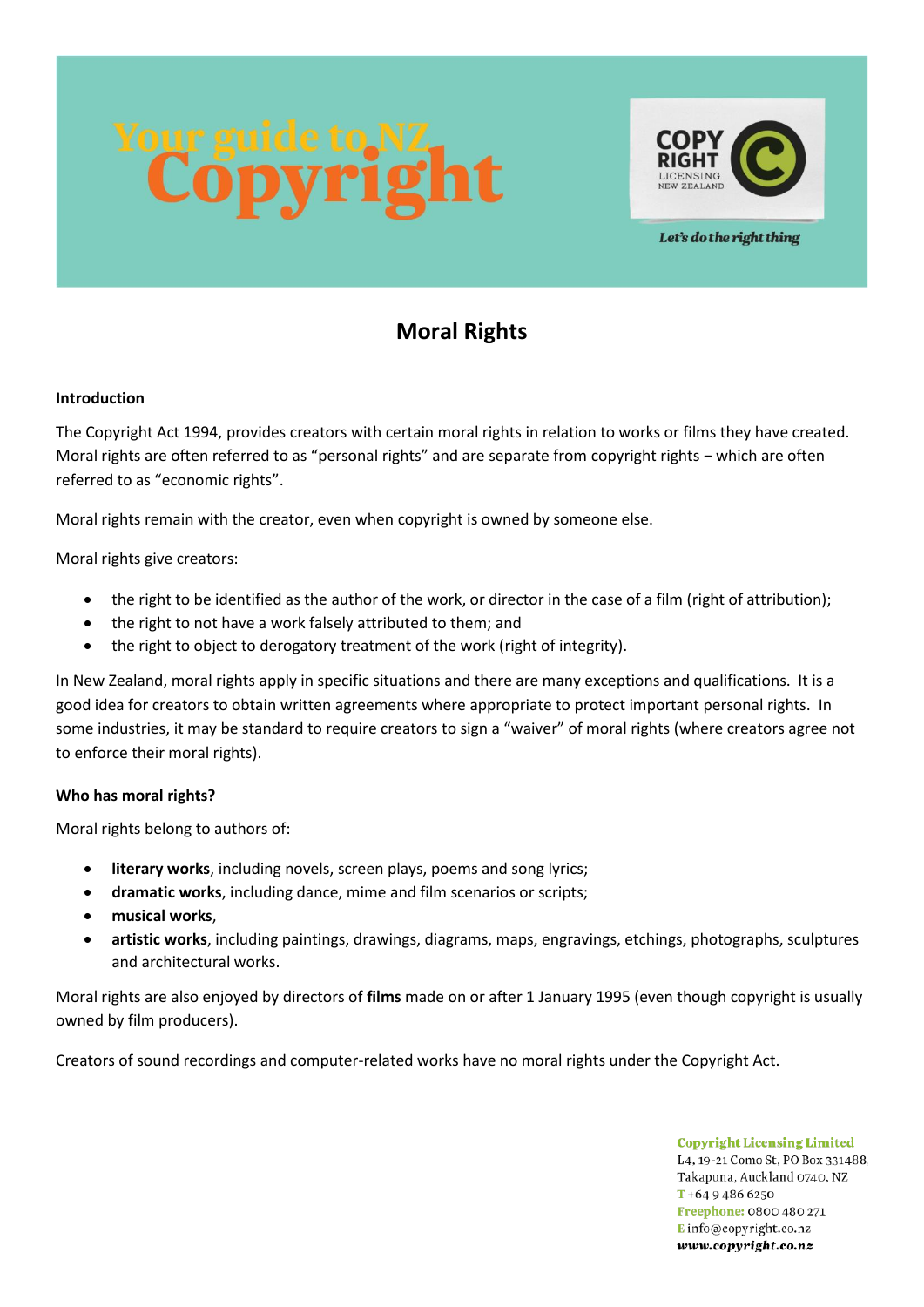# Your guide to NZ Copyright

COPY RIGHT LICENSING NEW ZEALAND

*Let's do the right thing*

## Moral Rights

### Introduction

The Copyright Act 1994, provides creators with certain moral rights in relation to works or films they have created. Moral rights are often referred to as "personal rights" and are separate from copyright rights – which are often referred to as "economic rights".

Moral rights remain with the creator, even when copyright is owned by someone else.

Moral rights give creators:

- the right to be identified as the author of the work, or director in the case of a film (right of attribution);
- the right to not have a work falsely attributed to them; and
- the right to object to derogatory treatment of the work (right of integrity).

In New Zealand, moral rights apply in specific situations and there are many exceptions and qualifications. It is a good idea for creators to obtain written agreements where appropriate to protect important personal rights. In some industries, it may be standard to require creators to sign a "waiver" of moral rights (where creators agree not to enforce their moral rights).

### Who has moral rights?

Moral rights belong to authors of:

- **literary works**, including novels, screen plays, poems and song lyrics;
- **dramatic works**, including dance, mime and film scenarios or scripts;
- **musical works**,
- **artistic works**, including paintings, drawings, diagrams, maps, engravings, etchings, photographs, sculptures and architectural works.

Moral rights are also enjoyed by directors of **films** made on or after 1 January 1995 (even though copyright is usually owned by film producers).

Creators of sound recordings and computer-related works have no moral rights under the Copyright Act.

**Copyright Licensing Limited**
L4, 19-21 Como St, PO Box 331488
Takapuna, Auckland 0740, NZ
T +64 9 486 6250
Freephone: 0800 480 271
E info@copyright.co.nz
www.copyright.co.nz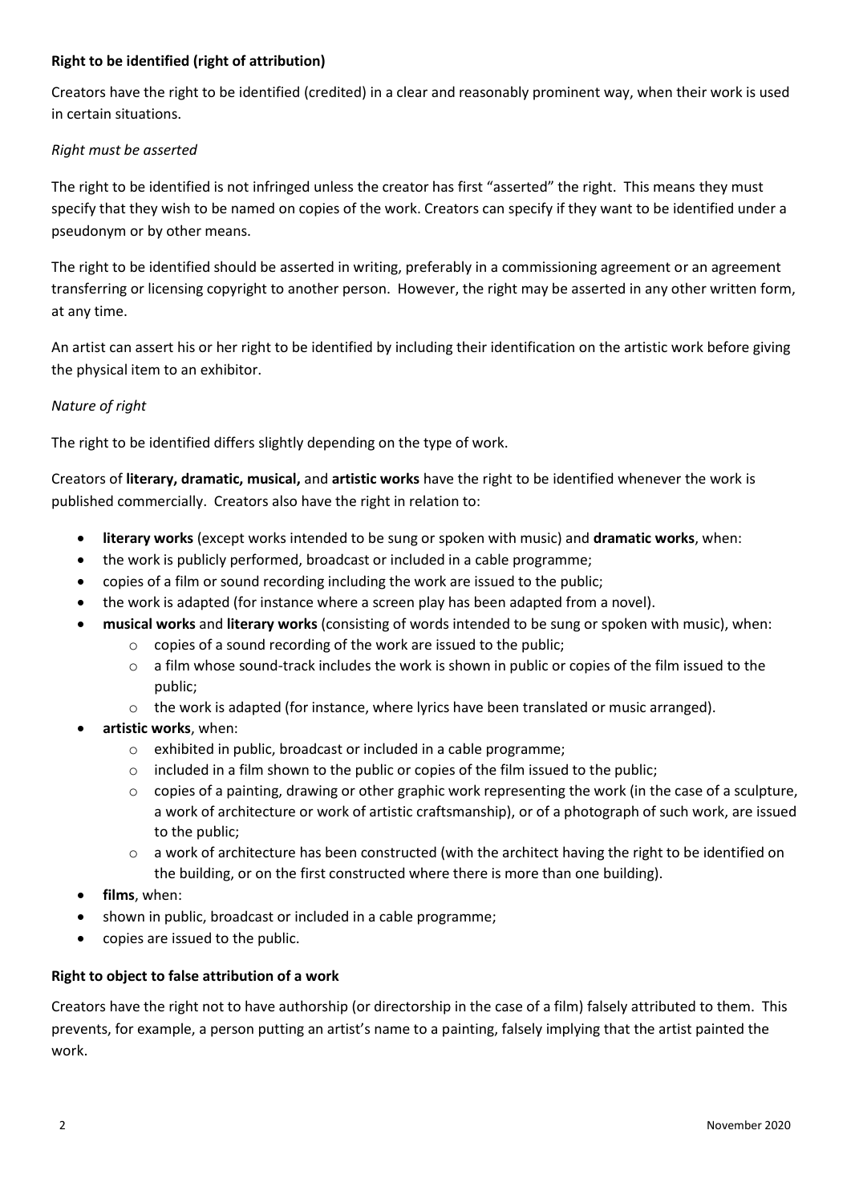**Right to be identified (right of attribution)**

Creators have the right to be identified (credited) in a clear and reasonably prominent way, when their work is used in certain situations.

*Right must be asserted*

The right to be identified is not infringed unless the creator has first "asserted" the right. This means they must specify that they wish to be named on copies of the work. Creators can specify if they want to be identified under a pseudonym or by other means.

The right to be identified should be asserted in writing, preferably in a commissioning agreement or an agreement transferring or licensing copyright to another person. However, the right may be asserted in any other written form, at any time.

An artist can assert his or her right to be identified by including their identification on the artistic work before giving the physical item to an exhibitor.

*Nature of right*

The right to be identified differs slightly depending on the type of work.

Creators of **literary, dramatic, musical,** and **artistic works** have the right to be identified whenever the work is published commercially. Creators also have the right in relation to:

- **literary works** (except works intended to be sung or spoken with music) and **dramatic works**, when:
- the work is publicly performed, broadcast or included in a cable programme;
- copies of a film or sound recording including the work are issued to the public;
- the work is adapted (for instance where a screen play has been adapted from a novel).
- **musical works** and **literary works** (consisting of words intended to be sung or spoken with music), when:
  - copies of a sound recording of the work are issued to the public;
  - a film whose sound-track includes the work is shown in public or copies of the film issued to the public;
  - the work is adapted (for instance, where lyrics have been translated or music arranged).
- **artistic works**, when:
  - exhibited in public, broadcast or included in a cable programme;
  - included in a film shown to the public or copies of the film issued to the public;
  - copies of a painting, drawing or other graphic work representing the work (in the case of a sculpture, a work of architecture or work of artistic craftsmanship), or of a photograph of such work, are issued to the public;
  - a work of architecture has been constructed (with the architect having the right to be identified on the building, or on the first constructed where there is more than one building).
- **films**, when:
- shown in public, broadcast or included in a cable programme;
- copies are issued to the public.

**Right to object to false attribution of a work**

Creators have the right not to have authorship (or directorship in the case of a film) falsely attributed to them. This prevents, for example, a person putting an artist's name to a painting, falsely implying that the artist painted the work.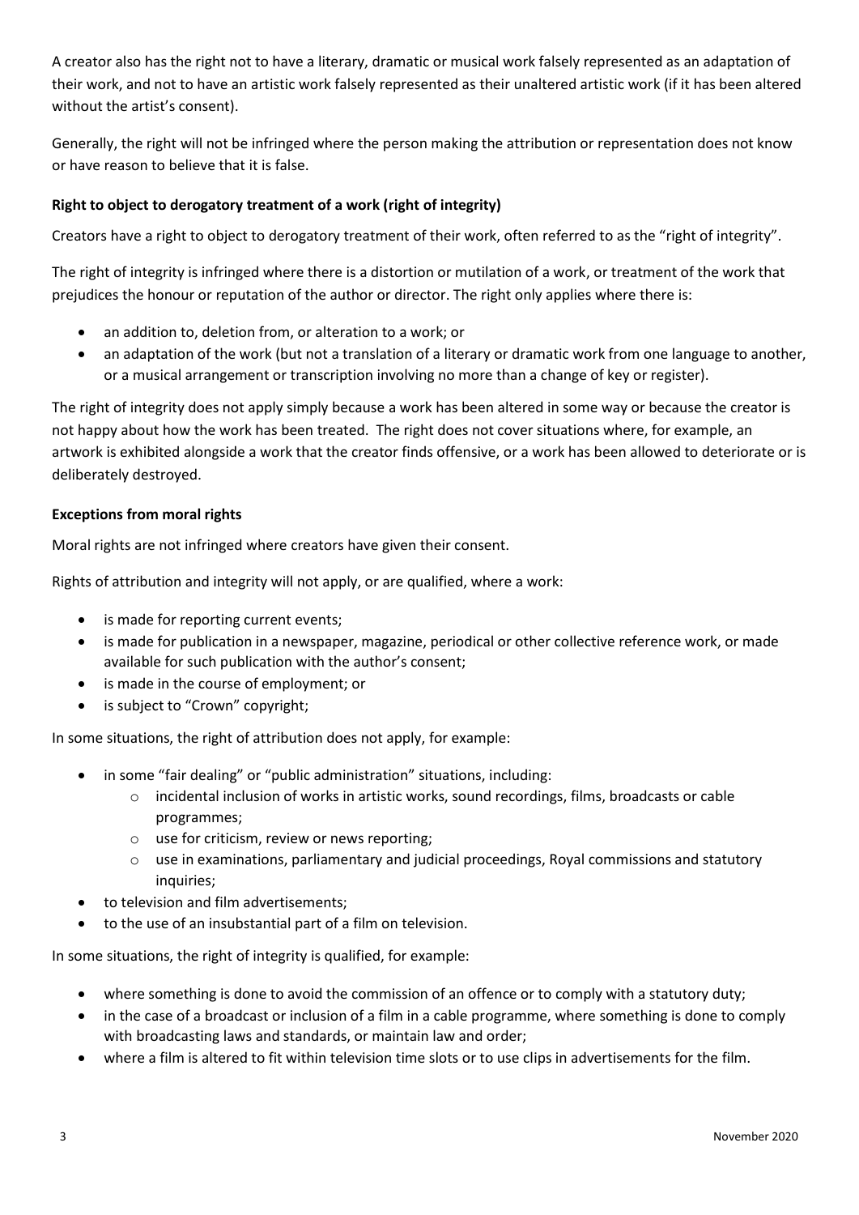A creator also has the right not to have a literary, dramatic or musical work falsely represented as an adaptation of their work, and not to have an artistic work falsely represented as their unaltered artistic work (if it has been altered without the artist's consent).

Generally, the right will not be infringed where the person making the attribution or representation does not know or have reason to believe that it is false.

**Right to object to derogatory treatment of a work (right of integrity)**

Creators have a right to object to derogatory treatment of their work, often referred to as the "right of integrity".

The right of integrity is infringed where there is a distortion or mutilation of a work, or treatment of the work that prejudices the honour or reputation of the author or director. The right only applies where there is:

- an addition to, deletion from, or alteration to a work; or
- an adaptation of the work (but not a translation of a literary or dramatic work from one language to another, or a musical arrangement or transcription involving no more than a change of key or register).

The right of integrity does not apply simply because a work has been altered in some way or because the creator is not happy about how the work has been treated. The right does not cover situations where, for example, an artwork is exhibited alongside a work that the creator finds offensive, or a work has been allowed to deteriorate or is deliberately destroyed.

**Exceptions from moral rights**

Moral rights are not infringed where creators have given their consent.

Rights of attribution and integrity will not apply, or are qualified, where a work:

- is made for reporting current events;
- is made for publication in a newspaper, magazine, periodical or other collective reference work, or made available for such publication with the author's consent;
- is made in the course of employment; or
- is subject to "Crown" copyright;

In some situations, the right of attribution does not apply, for example:

- in some "fair dealing" or "public administration" situations, including:
  - incidental inclusion of works in artistic works, sound recordings, films, broadcasts or cable programmes;
  - use for criticism, review or news reporting;
  - use in examinations, parliamentary and judicial proceedings, Royal commissions and statutory inquiries;
- to television and film advertisements;
- to the use of an insubstantial part of a film on television.

In some situations, the right of integrity is qualified, for example:

- where something is done to avoid the commission of an offence or to comply with a statutory duty;
- in the case of a broadcast or inclusion of a film in a cable programme, where something is done to comply with broadcasting laws and standards, or maintain law and order;
- where a film is altered to fit within television time slots or to use clips in advertisements for the film.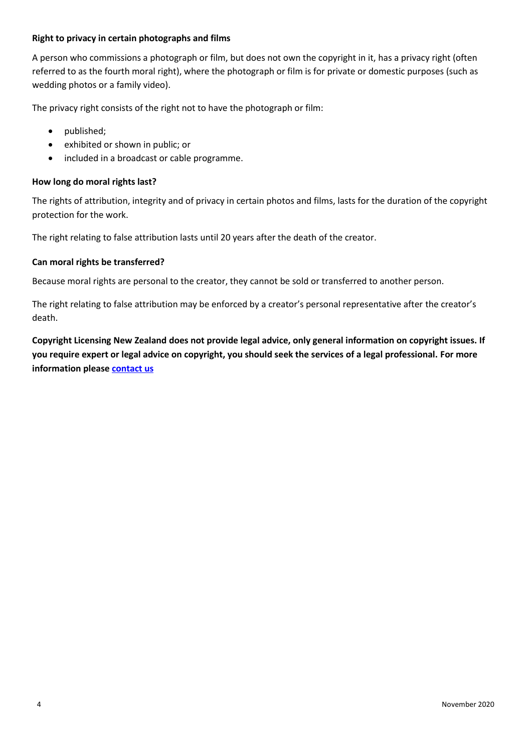### Right to privacy in certain photographs and films

A person who commissions a photograph or film, but does not own the copyright in it, has a privacy right (often referred to as the fourth moral right), where the photograph or film is for private or domestic purposes (such as wedding photos or a family video).

The privacy right consists of the right not to have the photograph or film:

- published;
- exhibited or shown in public; or
- included in a broadcast or cable programme.

### How long do moral rights last?

The rights of attribution, integrity and of privacy in certain photos and films, lasts for the duration of the copyright protection for the work.

The right relating to false attribution lasts until 20 years after the death of the creator.

### Can moral rights be transferred?

Because moral rights are personal to the creator, they cannot be sold or transferred to another person.

The right relating to false attribution may be enforced by a creator's personal representative after the creator's death.

**Copyright Licensing New Zealand does not provide legal advice, only general information on copyright issues. If you require expert or legal advice on copyright, you should seek the services of a legal professional. For more information please contact us**

November 2020